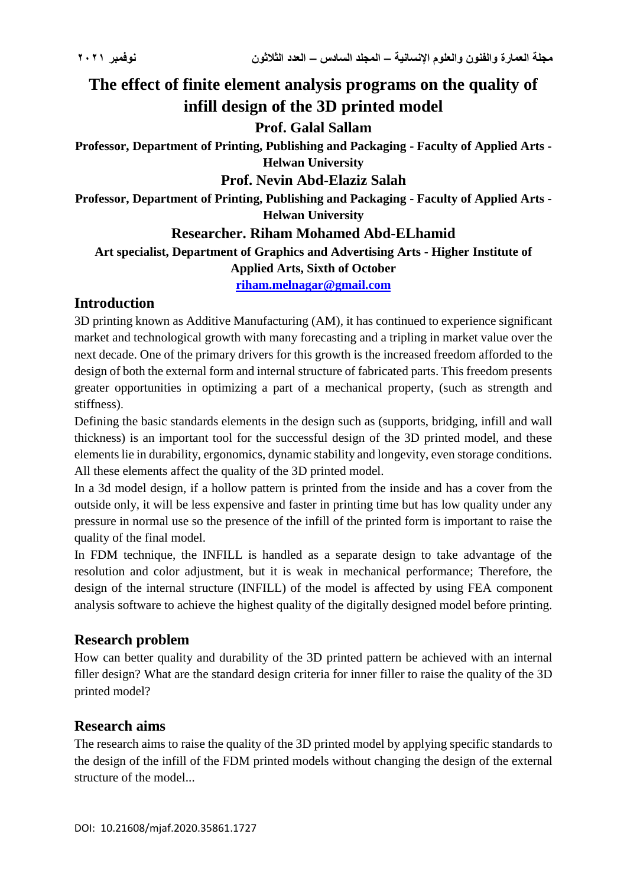# The effect of finite element analysis programs on the quality of infill design of the 3D printed model

**Prof. Galal Sallam**

**Professor, Department of Printing, Publishing and Packaging - Faculty of Applied Arts - Helwan University**

**Prof. Nevin Abd-Elaziz Salah**

**Professor, Department of Printing, Publishing and Packaging - Faculty of Applied Arts - Helwan University**

**Researcher. Riham Mohamed Abd-ELhamid**

**Art specialist, Department of Graphics and Advertising Arts - Higher Institute of Applied Arts, Sixth of October**

**riham.melnagar@gmail.com**

## Introduction

3D printing known as Additive Manufacturing (AM), it has continued to experience significant market and technological growth with many forecasting and a tripling in market value over the next decade. One of the primary drivers for this growth is the increased freedom afforded to the design of both the external form and internal structure of fabricated parts. This freedom presents greater opportunities in optimizing a part of a mechanical property, (such as strength and stiffness).

Defining the basic standards elements in the design such as (supports, bridging, infill and wall thickness) is an important tool for the successful design of the 3D printed model, and these elements lie in durability, ergonomics, dynamic stability and longevity, even storage conditions. All these elements affect the quality of the 3D printed model.

In a 3d model design, if a hollow pattern is printed from the inside and has a cover from the outside only, it will be less expensive and faster in printing time but has low quality under any pressure in normal use so the presence of the infill of the printed form is important to raise the quality of the final model.

In FDM technique, the INFILL is handled as a separate design to take advantage of the resolution and color adjustment, but it is weak in mechanical performance; Therefore, the design of the internal structure (INFILL) of the model is affected by using FEA component analysis software to achieve the highest quality of the digitally designed model before printing.

## Research problem

How can better quality and durability of the 3D printed pattern be achieved with an internal filler design? What are the standard design criteria for inner filler to raise the quality of the 3D printed model?

## Research aims

The research aims to raise the quality of the 3D printed model by applying specific standards to the design of the infill of the FDM printed models without changing the design of the external structure of the model...

DOI: 10.21608/mjaf.2020.35861.1727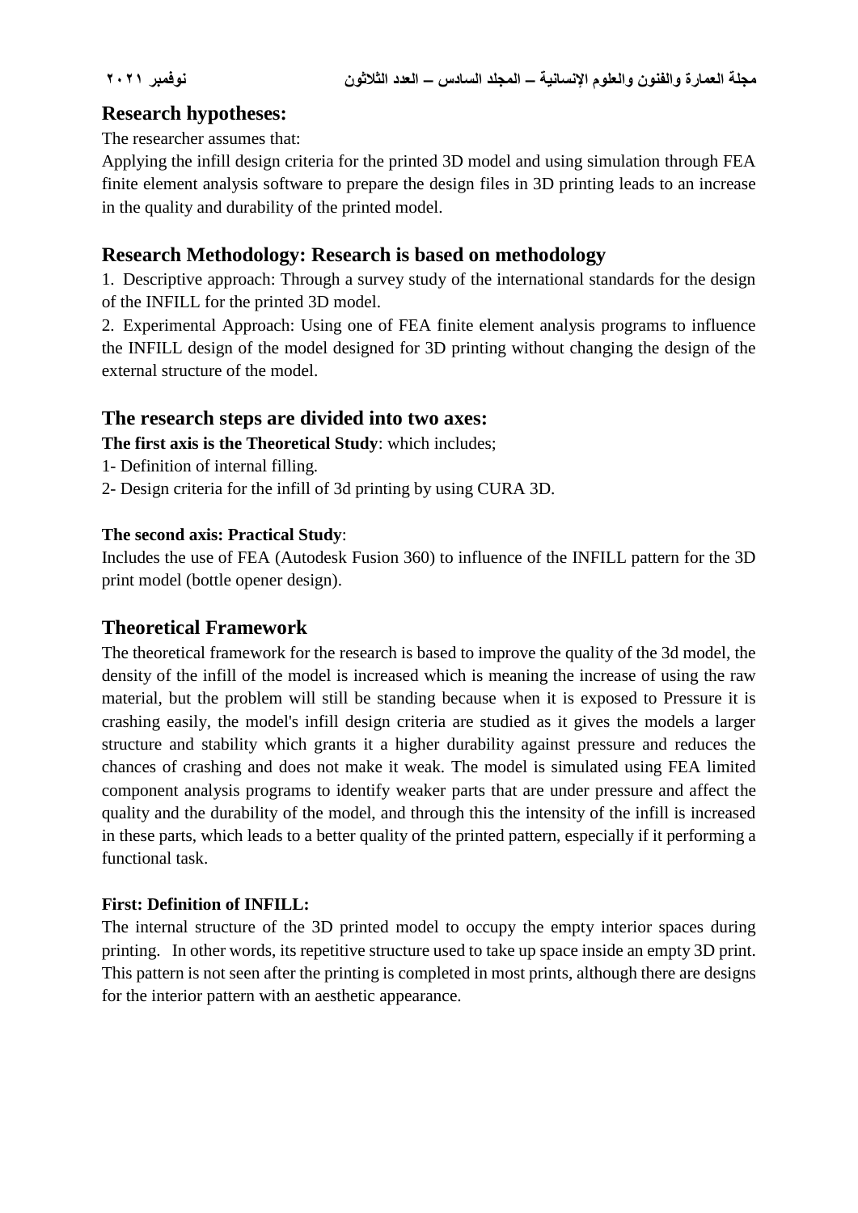## Research hypotheses:

The researcher assumes that:

Applying the infill design criteria for the printed 3D model and using simulation through FEA finite element analysis software to prepare the design files in 3D printing leads to an increase in the quality and durability of the printed model.

## Research Methodology: Research is based on methodology

1. Descriptive approach: Through a survey study of the international standards for the design of the INFILL for the printed 3D model.
2. Experimental Approach: Using one of FEA finite element analysis programs to influence the INFILL design of the model designed for 3D printing without changing the design of the external structure of the model.

## The research steps are divided into two axes:

**The first axis is the Theoretical Study**: which includes;

1- Definition of internal filling.

2- Design criteria for the infill of 3d printing by using CURA 3D.

**The second axis: Practical Study**:

Includes the use of FEA (Autodesk Fusion 360) to influence of the INFILL pattern for the 3D print model (bottle opener design).

## Theoretical Framework

The theoretical framework for the research is based to improve the quality of the 3d model, the density of the infill of the model is increased which is meaning the increase of using the raw material, but the problem will still be standing because when it is exposed to Pressure it is crashing easily, the model's infill design criteria are studied as it gives the models a larger structure and stability which grants it a higher durability against pressure and reduces the chances of crashing and does not make it weak. The model is simulated using FEA limited component analysis programs to identify weaker parts that are under pressure and affect the quality and the durability of the model, and through this the intensity of the infill is increased in these parts, which leads to a better quality of the printed pattern, especially if it performing a functional task.

**First: Definition of INFILL:**

The internal structure of the 3D printed model to occupy the empty interior spaces during printing. In other words, its repetitive structure used to take up space inside an empty 3D print. This pattern is not seen after the printing is completed in most prints, although there are designs for the interior pattern with an aesthetic appearance.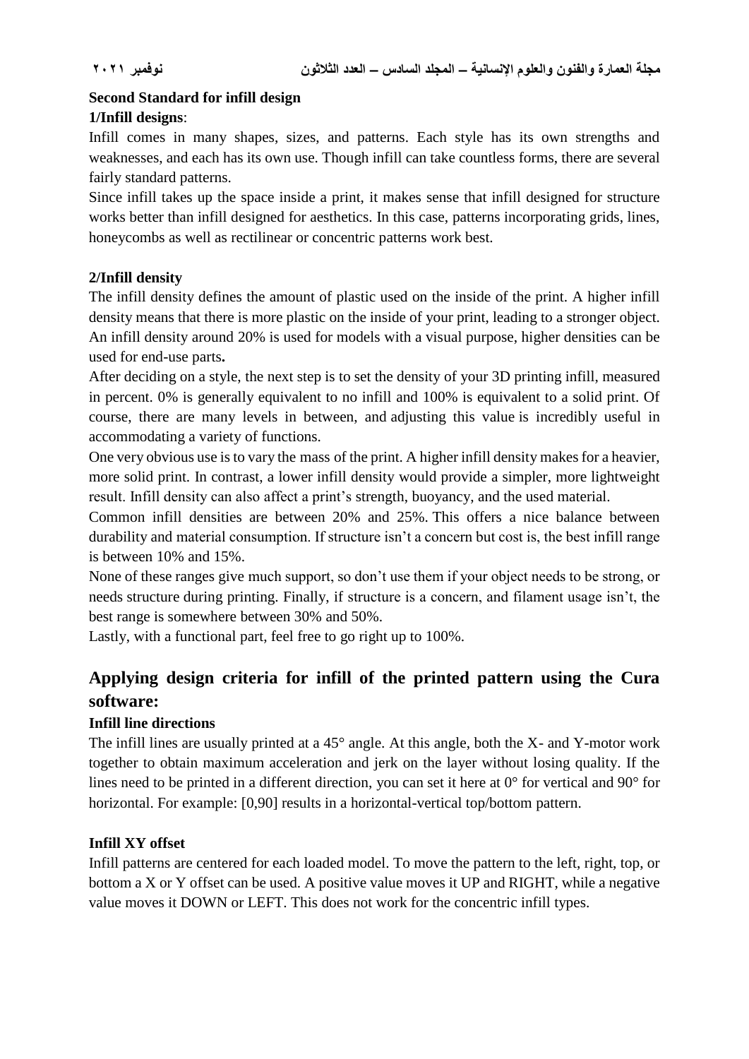**Second Standard for infill design**

**1/Infill designs**:

Infill comes in many shapes, sizes, and patterns. Each style has its own strengths and weaknesses, and each has its own use. Though infill can take countless forms, there are several fairly standard patterns.

Since infill takes up the space inside a print, it makes sense that infill designed for structure works better than infill designed for aesthetics. In this case, patterns incorporating grids, lines, honeycombs as well as rectilinear or concentric patterns work best.

**2/Infill density**

The infill density defines the amount of plastic used on the inside of the print. A higher infill density means that there is more plastic on the inside of your print, leading to a stronger object. An infill density around 20% is used for models with a visual purpose, higher densities can be used for end-use parts**.**

After deciding on a style, the next step is to set the density of your 3D printing infill, measured in percent. 0% is generally equivalent to no infill and 100% is equivalent to a solid print. Of course, there are many levels in between, and adjusting this value is incredibly useful in accommodating a variety of functions.

One very obvious use is to vary the mass of the print. A higher infill density makes for a heavier, more solid print. In contrast, a lower infill density would provide a simpler, more lightweight result. Infill density can also affect a print's strength, buoyancy, and the used material.

Common infill densities are between 20% and 25%. This offers a nice balance between durability and material consumption. If structure isn't a concern but cost is, the best infill range is between 10% and 15%.

None of these ranges give much support, so don't use them if your object needs to be strong, or needs structure during printing. Finally, if structure is a concern, and filament usage isn't, the best range is somewhere between 30% and 50%.

Lastly, with a functional part, feel free to go right up to 100%.

## Applying design criteria for infill of the printed pattern using the Cura software:

**Infill line directions**

The infill lines are usually printed at a 45° angle. At this angle, both the X- and Y-motor work together to obtain maximum acceleration and jerk on the layer without losing quality. If the lines need to be printed in a different direction, you can set it here at 0° for vertical and 90° for horizontal. For example: [0,90] results in a horizontal-vertical top/bottom pattern.

**Infill XY offset**

Infill patterns are centered for each loaded model. To move the pattern to the left, right, top, or bottom a X or Y offset can be used. A positive value moves it UP and RIGHT, while a negative value moves it DOWN or LEFT. This does not work for the concentric infill types.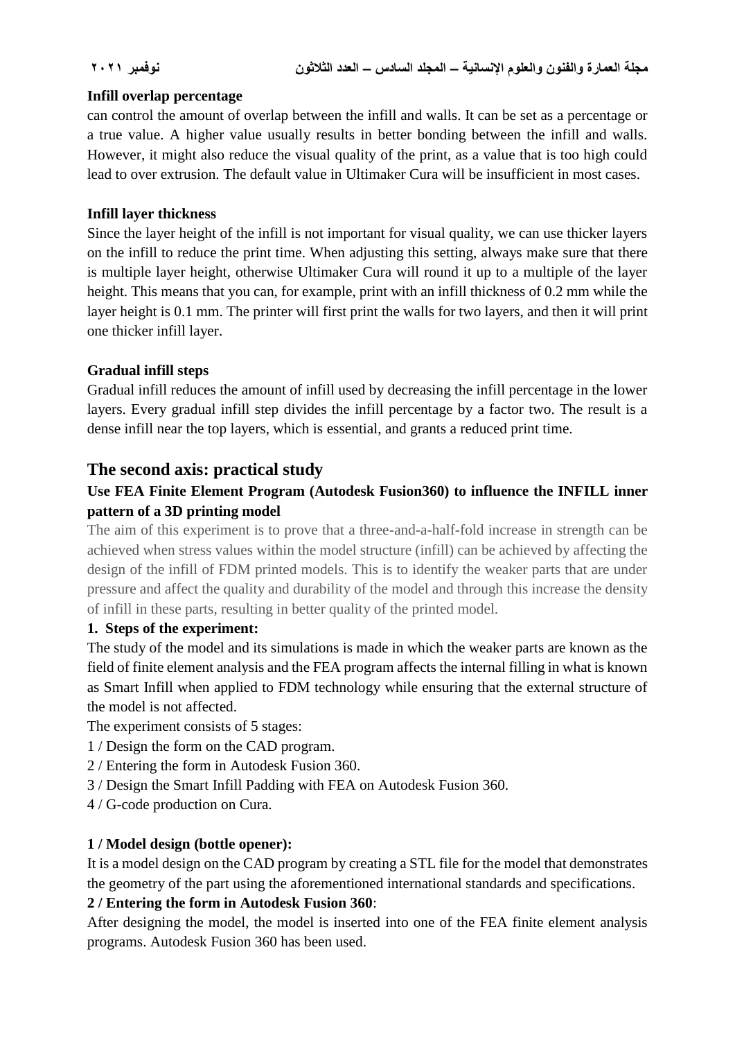**Infill overlap percentage**

can control the amount of overlap between the infill and walls. It can be set as a percentage or a true value. A higher value usually results in better bonding between the infill and walls. However, it might also reduce the visual quality of the print, as a value that is too high could lead to over extrusion. The default value in Ultimaker Cura will be insufficient in most cases.

**Infill layer thickness**

Since the layer height of the infill is not important for visual quality, we can use thicker layers on the infill to reduce the print time. When adjusting this setting, always make sure that there is multiple layer height, otherwise Ultimaker Cura will round it up to a multiple of the layer height. This means that you can, for example, print with an infill thickness of 0.2 mm while the layer height is 0.1 mm. The printer will first print the walls for two layers, and then it will print one thicker infill layer.

**Gradual infill steps**

Gradual infill reduces the amount of infill used by decreasing the infill percentage in the lower layers. Every gradual infill step divides the infill percentage by a factor two. The result is a dense infill near the top layers, which is essential, and grants a reduced print time.

## The second axis: practical study

### Use FEA Finite Element Program (Autodesk Fusion360) to influence the INFILL inner pattern of a 3D printing model

The aim of this experiment is to prove that a three-and-a-half-fold increase in strength can be achieved when stress values within the model structure (infill) can be achieved by affecting the design of the infill of FDM printed models. This is to identify the weaker parts that are under pressure and affect the quality and durability of the model and through this increase the density of infill in these parts, resulting in better quality of the printed model.

**1. Steps of the experiment:**

The study of the model and its simulations is made in which the weaker parts are known as the field of finite element analysis and the FEA program affects the internal filling in what is known as Smart Infill when applied to FDM technology while ensuring that the external structure of the model is not affected.

The experiment consists of 5 stages:

1 / Design the form on the CAD program.

2 / Entering the form in Autodesk Fusion 360.

3 / Design the Smart Infill Padding with FEA on Autodesk Fusion 360.

4 / G-code production on Cura.

**1 / Model design (bottle opener):**

It is a model design on the CAD program by creating a STL file for the model that demonstrates the geometry of the part using the aforementioned international standards and specifications.

**2 / Entering the form in Autodesk Fusion 360**:

After designing the model, the model is inserted into one of the FEA finite element analysis programs. Autodesk Fusion 360 has been used.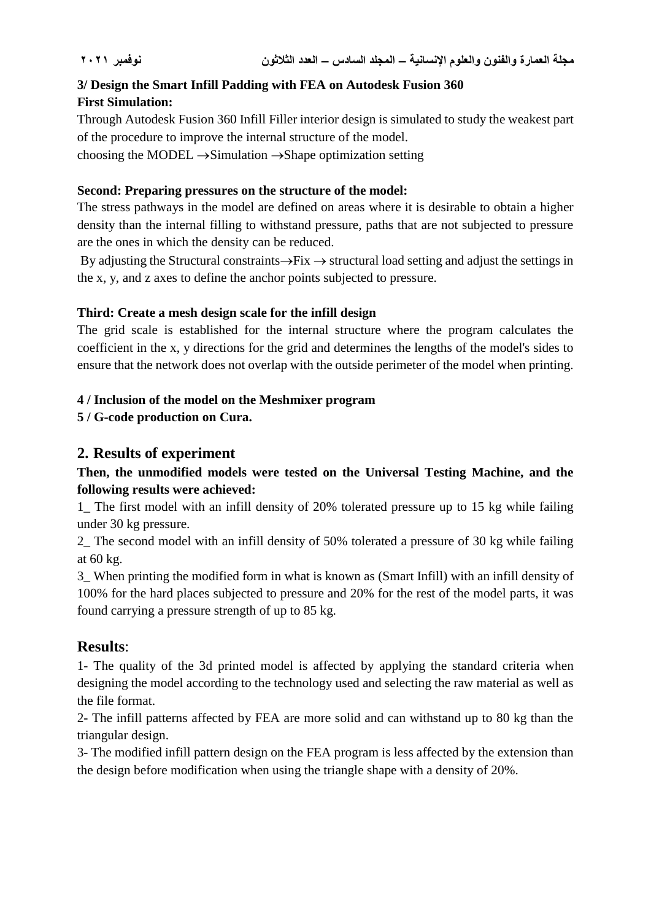**3/ Design the Smart Infill Padding with FEA on Autodesk Fusion 360**

**First Simulation:**

Through Autodesk Fusion 360 Infill Filler interior design is simulated to study the weakest part of the procedure to improve the internal structure of the model.

choosing the MODEL →Simulation →Shape optimization setting

**Second: Preparing pressures on the structure of the model:**

The stress pathways in the model are defined on areas where it is desirable to obtain a higher density than the internal filling to withstand pressure, paths that are not subjected to pressure are the ones in which the density can be reduced.

By adjusting the Structural constraints→Fix → structural load setting and adjust the settings in the x, y, and z axes to define the anchor points subjected to pressure.

**Third: Create a mesh design scale for the infill design**

The grid scale is established for the internal structure where the program calculates the coefficient in the x, y directions for the grid and determines the lengths of the model's sides to ensure that the network does not overlap with the outside perimeter of the model when printing.

**4 / Inclusion of the model on the Meshmixer program**

**5 / G-code production on Cura.**

## 2. Results of experiment

**Then, the unmodified models were tested on the Universal Testing Machine, and the following results were achieved:**

1_ The first model with an infill density of 20% tolerated pressure up to 15 kg while failing under 30 kg pressure.

2_ The second model with an infill density of 50% tolerated a pressure of 30 kg while failing at 60 kg.

3_ When printing the modified form in what is known as (Smart Infill) with an infill density of 100% for the hard places subjected to pressure and 20% for the rest of the model parts, it was found carrying a pressure strength of up to 85 kg.

## **Results**:

1- The quality of the 3d printed model is affected by applying the standard criteria when designing the model according to the technology used and selecting the raw material as well as the file format.

2- The infill patterns affected by FEA are more solid and can withstand up to 80 kg than the triangular design.

3- The modified infill pattern design on the FEA program is less affected by the extension than the design before modification when using the triangle shape with a density of 20%.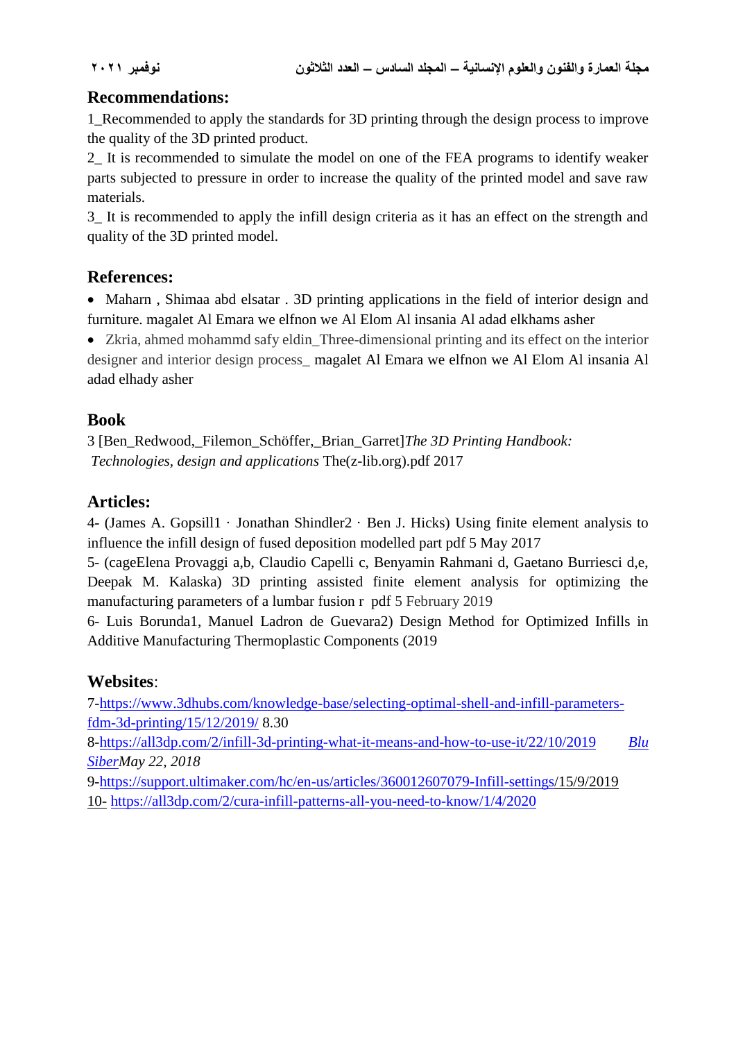## Recommendations:

1_Recommended to apply the standards for 3D printing through the design process to improve the quality of the 3D printed product.

2_ It is recommended to simulate the model on one of the FEA programs to identify weaker parts subjected to pressure in order to increase the quality of the printed model and save raw materials.

3_ It is recommended to apply the infill design criteria as it has an effect on the strength and quality of the 3D printed model.

## References:

- Maharn , Shimaa abd elsatar . 3D printing applications in the field of interior design and furniture. magalet Al Emara we elfnon we Al Elom Al insania Al adad elkhams asher
- Zkria, ahmed mohammd safy eldin_Three-dimensional printing and its effect on the interior designer and interior design process_ magalet Al Emara we elfnon we Al Elom Al insania Al adad elhady asher

## Book

3 [Ben_Redwood,_Filemon_Schöffer,_Brian_Garret]*The 3D Printing Handbook: Technologies, design and applications* The(z-lib.org).pdf 2017

## Articles:

4- (James A. Gopsill1 · Jonathan Shindler2 · Ben J. Hicks) Using finite element analysis to influence the infill design of fused deposition modelled part pdf 5 May 2017

5- (cageElena Provaggi a,b, Claudio Capelli c, Benyamin Rahmani d, Gaetano Burriesci d,e, Deepak M. Kalaska) 3D printing assisted finite element analysis for optimizing the manufacturing parameters of a lumbar fusion r pdf 5 February 2019

6- Luis Borunda1, Manuel Ladron de Guevara2) Design Method for Optimized Infills in Additive Manufacturing Thermoplastic Components (2019

## Websites:

7-https://www.3dhubs.com/knowledge-base/selecting-optimal-shell-and-infill-parameters-fdm-3d-printing/15/12/2019/ 8.30

8-https://all3dp.com/2/infill-3d-printing-what-it-means-and-how-to-use-it/22/10/2019 *Blu Siber May 22, 2018*

9-https://support.ultimaker.com/hc/en-us/articles/360012607079-Infill-settings/15/9/2019

10- https://all3dp.com/2/cura-infill-patterns-all-you-need-to-know/1/4/2020